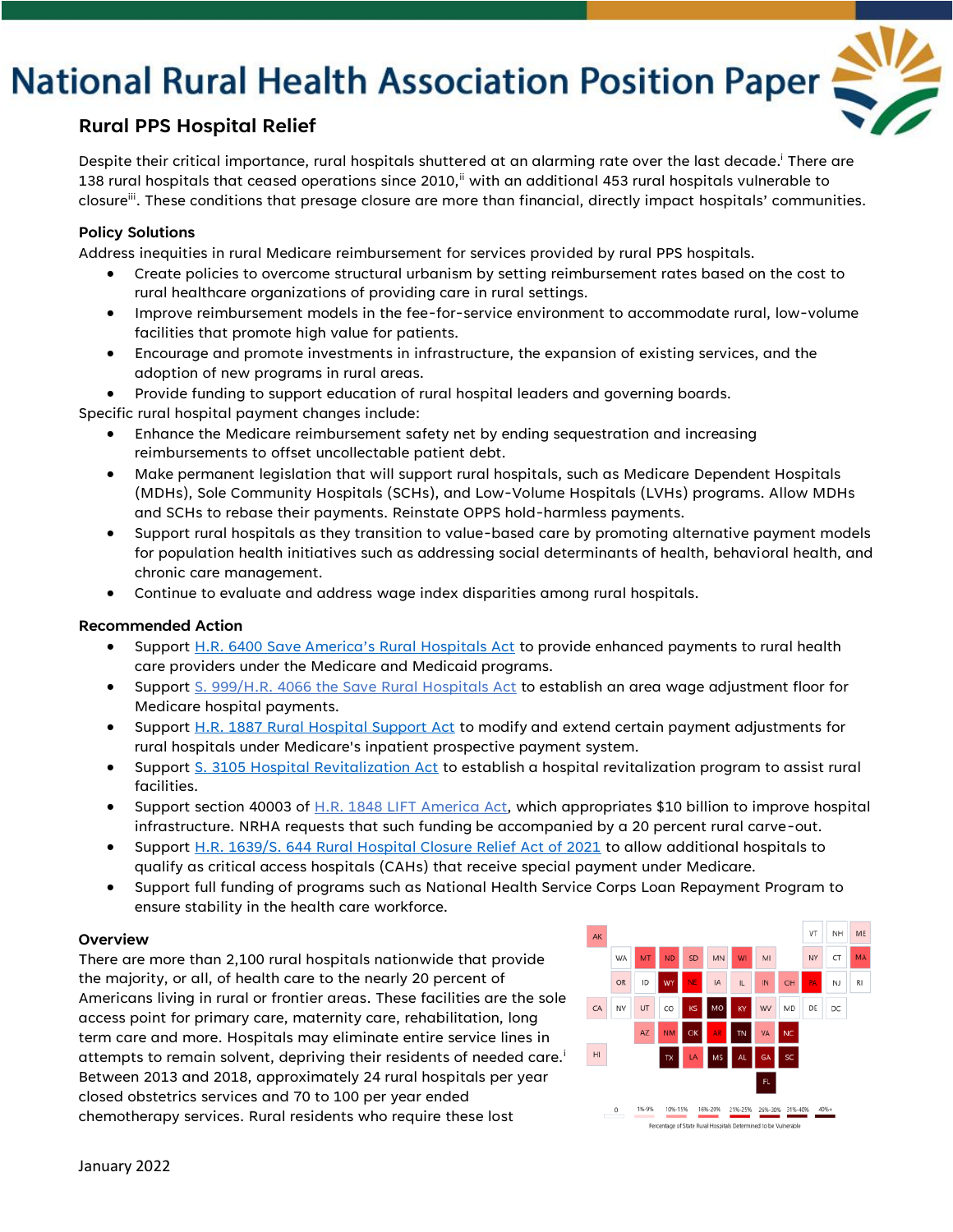# National Rural Health Association Position Paper

## Rural PPS Hospital Relief

Despite their critical importance, rural hospitals shuttered at an alarming rate over the last decade.[i] There are 138 rural hospitals that ceased operations since 2010,[ii] with an additional 453 rural hospitals vulnerable to closure[iii]. These conditions that presage closure are more than financial, directly impact hospitals' communities.

### Policy Solutions

Address inequities in rural Medicare reimbursement for services provided by rural PPS hospitals.

- Create policies to overcome structural urbanism by setting reimbursement rates based on the cost to rural healthcare organizations of providing care in rural settings.
- Improve reimbursement models in the fee-for-service environment to accommodate rural, low-volume facilities that promote high value for patients.
- Encourage and promote investments in infrastructure, the expansion of existing services, and the adoption of new programs in rural areas.
- Provide funding to support education of rural hospital leaders and governing boards.

Specific rural hospital payment changes include:

- Enhance the Medicare reimbursement safety net by ending sequestration and increasing reimbursements to offset uncollectable patient debt.
- Make permanent legislation that will support rural hospitals, such as Medicare Dependent Hospitals (MDHs), Sole Community Hospitals (SCHs), and Low-Volume Hospitals (LVHs) programs. Allow MDHs and SCHs to rebase their payments. Reinstate OPPS hold-harmless payments.
- Support rural hospitals as they transition to value-based care by promoting alternative payment models for population health initiatives such as addressing social determinants of health, behavioral health, and chronic care management.
- Continue to evaluate and address wage index disparities among rural hospitals.

### Recommended Action

- Support H.R. 6400 Save America's Rural Hospitals Act to provide enhanced payments to rural health care providers under the Medicare and Medicaid programs.
- Support S. 999/H.R. 4066 the Save Rural Hospitals Act to establish an area wage adjustment floor for Medicare hospital payments.
- Support H.R. 1887 Rural Hospital Support Act to modify and extend certain payment adjustments for rural hospitals under Medicare's inpatient prospective payment system.
- Support S. 3105 Hospital Revitalization Act to establish a hospital revitalization program to assist rural facilities.
- Support section 40003 of H.R. 1848 LIFT America Act, which appropriates $10 billion to improve hospital infrastructure. NRHA requests that such funding be accompanied by a 20 percent rural carve-out.
- Support H.R. 1639/S. 644 Rural Hospital Closure Relief Act of 2021 to allow additional hospitals to qualify as critical access hospitals (CAHs) that receive special payment under Medicare.
- Support full funding of programs such as National Health Service Corps Loan Repayment Program to ensure stability in the health care workforce.

### Overview

There are more than 2,100 rural hospitals nationwide that provide the majority, or all, of health care to the nearly 20 percent of Americans living in rural or frontier areas. These facilities are the sole access point for primary care, maternity care, rehabilitation, long term care and more. Hospitals may eliminate entire service lines in attempts to remain solvent, depriving their residents of needed care.[i] Between 2013 and 2018, approximately 24 rural hospitals per year closed obstetrics services and 70 to 100 per year ended chemotherapy services. Rural residents who require these lost

Percentage of State Rural Hospitals Determined to be Vulnerable

January 2022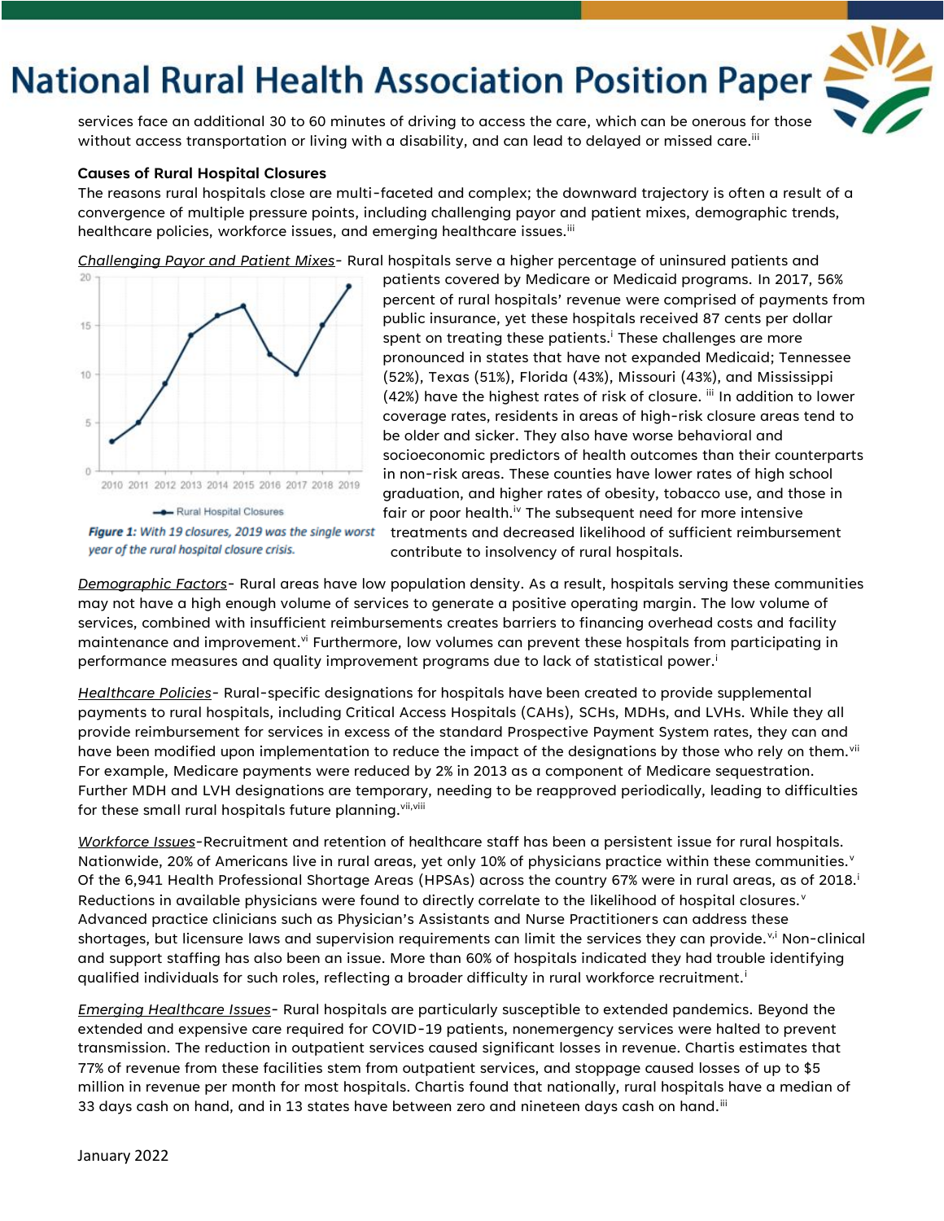services face an additional 30 to 60 minutes of driving to access the care, which can be onerous for those without access transportation or living with a disability, and can lead to delayed or missed care.[iii]

### Causes of Rural Hospital Closures

The reasons rural hospitals close are multi-faceted and complex; the downward trajectory is often a result of a convergence of multiple pressure points, including challenging payor and patient mixes, demographic trends, healthcare policies, workforce issues, and emerging healthcare issues.[iii]

*Challenging Payor and Patient Mixes*- Rural hospitals serve a higher percentage of uninsured patients and patients covered by Medicare or Medicaid programs. In 2017, 56% percent of rural hospitals' revenue were comprised of payments from public insurance, yet these hospitals received 87 cents per dollar spent on treating these patients.[i] These challenges are more pronounced in states that have not expanded Medicaid; Tennessee (52%), Texas (51%), Florida (43%), Missouri (43%), and Mississippi (42%) have the highest rates of risk of closure. [iii] In addition to lower coverage rates, residents in areas of high-risk closure areas tend to be older and sicker. They also have worse behavioral and socioeconomic predictors of health outcomes than their counterparts in non-risk areas. These counties have lower rates of high school graduation, and higher rates of obesity, tobacco use, and those in fair or poor health.[iv] The subsequent need for more intensive treatments and decreased likelihood of sufficient reimbursement contribute to insolvency of rural hospitals.

*Figure 1: With 19 closures, 2019 was the single worst year of the rural hospital closure crisis.*

*Demographic Factors*- Rural areas have low population density. As a result, hospitals serving these communities may not have a high enough volume of services to generate a positive operating margin. The low volume of services, combined with insufficient reimbursements creates barriers to financing overhead costs and facility maintenance and improvement.[vi] Furthermore, low volumes can prevent these hospitals from participating in performance measures and quality improvement programs due to lack of statistical power.[i]

*Healthcare Policies*- Rural-specific designations for hospitals have been created to provide supplemental payments to rural hospitals, including Critical Access Hospitals (CAHs), SCHs, MDHs, and LVHs. While they all provide reimbursement for services in excess of the standard Prospective Payment System rates, they can and have been modified upon implementation to reduce the impact of the designations by those who rely on them.[vii] For example, Medicare payments were reduced by 2% in 2013 as a component of Medicare sequestration. Further MDH and LVH designations are temporary, needing to be reapproved periodically, leading to difficulties for these small rural hospitals future planning.[vii,viii]

*Workforce Issues*-Recruitment and retention of healthcare staff has been a persistent issue for rural hospitals. Nationwide, 20% of Americans live in rural areas, yet only 10% of physicians practice within these communities.[v] Of the 6,941 Health Professional Shortage Areas (HPSAs) across the country 67% were in rural areas, as of 2018.[i] Reductions in available physicians were found to directly correlate to the likelihood of hospital closures.[v] Advanced practice clinicians such as Physician's Assistants and Nurse Practitioners can address these shortages, but licensure laws and supervision requirements can limit the services they can provide.[v,i] Non-clinical and support staffing has also been an issue. More than 60% of hospitals indicated they had trouble identifying qualified individuals for such roles, reflecting a broader difficulty in rural workforce recruitment.[i]

*Emerging Healthcare Issues*- Rural hospitals are particularly susceptible to extended pandemics. Beyond the extended and expensive care required for COVID-19 patients, nonemergency services were halted to prevent transmission. The reduction in outpatient services caused significant losses in revenue. Chartis estimates that 77% of revenue from these facilities stem from outpatient services, and stoppage caused losses of up to $5 million in revenue per month for most hospitals. Chartis found that nationally, rural hospitals have a median of 33 days cash on hand, and in 13 states have between zero and nineteen days cash on hand.[iii]

January 2022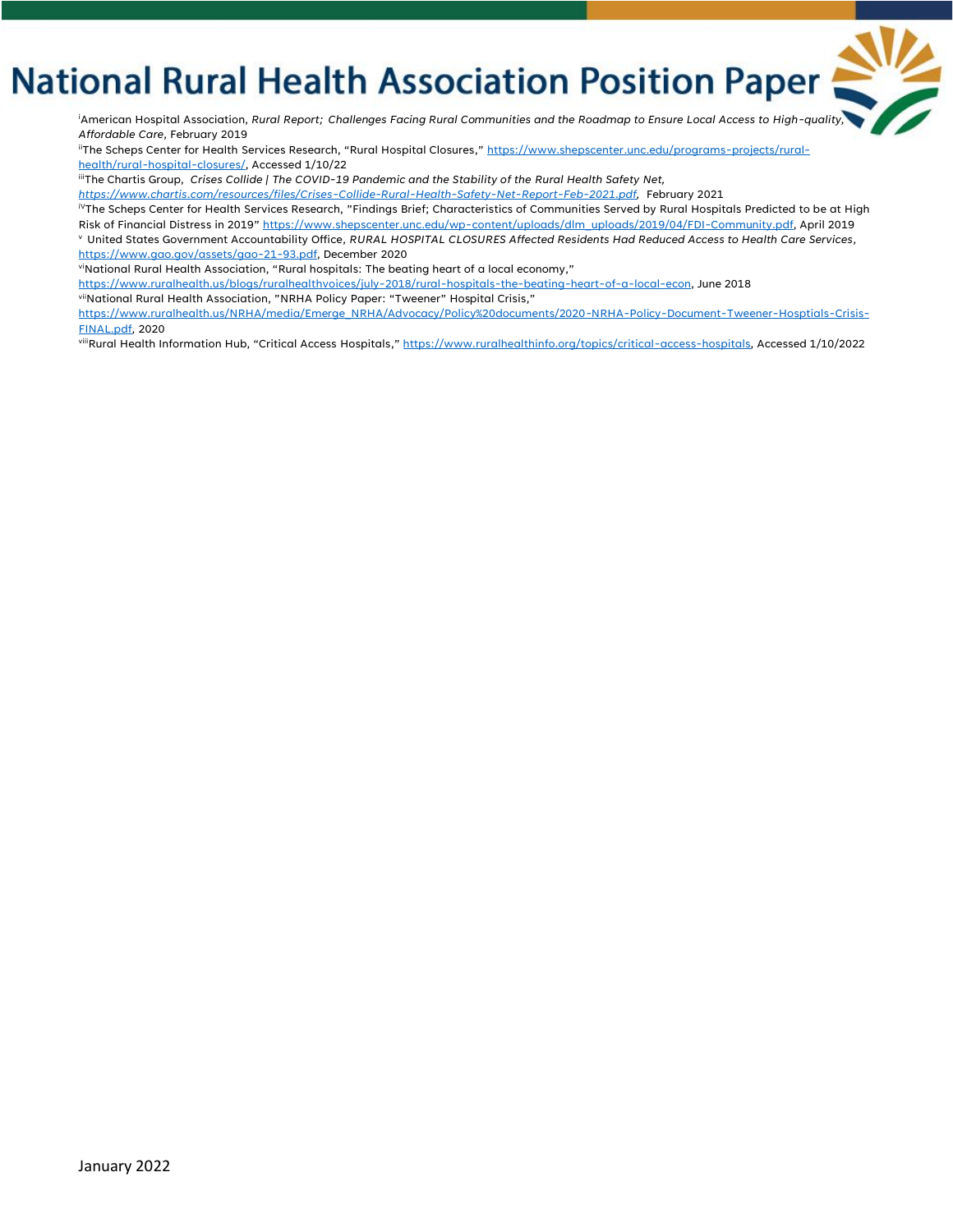[i]American Hospital Association, *Rural Report; Challenges Facing Rural Communities and the Roadmap to Ensure Local Access to High-quality, Affordable Care*, February 2019

[ii]The Scheps Center for Health Services Research, "Rural Hospital Closures," https://www.shepscenter.unc.edu/programs-projects/rural-health/rural-hospital-closures/, Accessed 1/10/22

[iii]The Chartis Group, *Crises Collide | The COVID-19 Pandemic and the Stability of the Rural Health Safety Net, https://www.chartis.com/resources/files/Crises-Collide-Rural-Health-Safety-Net-Report-Feb-2021.pdf,* February 2021

[iv]The Scheps Center for Health Services Research, "Findings Brief; Characteristics of Communities Served by Rural Hospitals Predicted to be at High Risk of Financial Distress in 2019" https://www.shepscenter.unc.edu/wp-content/uploads/dlm_uploads/2019/04/FDI-Community.pdf, April 2019

[v] United States Government Accountability Office, *RURAL HOSPITAL CLOSURES Affected Residents Had Reduced Access to Health Care Services*, https://www.gao.gov/assets/gao-21-93.pdf, December 2020

[vi]National Rural Health Association, "Rural hospitals: The beating heart of a local economy," https://www.ruralhealth.us/blogs/ruralhealthvoices/july-2018/rural-hospitals-the-beating-heart-of-a-local-econ, June 2018

[vii]National Rural Health Association, "NRHA Policy Paper: "Tweener" Hospital Crisis," https://www.ruralhealth.us/NRHA/media/Emerge_NRHA/Advocacy/Policy%20documents/2020-NRHA-Policy-Document-Tweener-Hosptials-Crisis-FINAL.pdf, 2020

[viii]Rural Health Information Hub, "Critical Access Hospitals," https://www.ruralhealthinfo.org/topics/critical-access-hospitals, Accessed 1/10/2022

January 2022